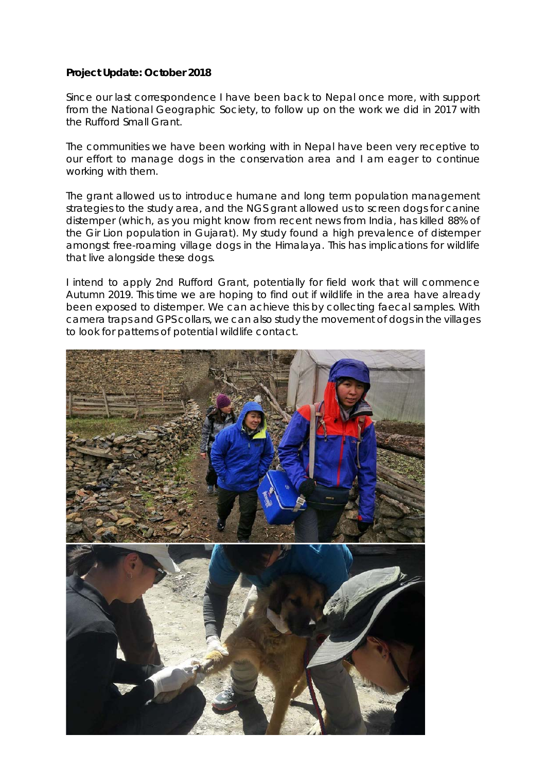**Project Update: October 2018**

Since our last correspondence I have been back to Nepal once more, with support from the National Geographic Society, to follow up on the work we did in 2017 with the Rufford Small Grant.

The communities we have been working with in Nepal have been very receptive to our effort to manage dogs in the conservation area and I am eager to continue working with them.

The grant allowed us to introduce humane and long term population management strategies to the study area, and the NGS grant allowed us to screen dogs for canine distemper (which, as you might know from recent news from India, has killed 88% of the Gir Lion population in Gujarat). My study found a high prevalence of distemper amongst free-roaming village dogs in the Himalaya. This has implications for wildlife that live alongside these dogs.

I intend to apply 2nd Rufford Grant, potentially for field work that will commence Autumn 2019. This time we are hoping to find out if wildlife in the area have already been exposed to distemper. We can achieve this by collecting faecal samples. With camera traps and GPS collars, we can also study the movement of dogs in the villages to look for patterns of potential wildlife contact.